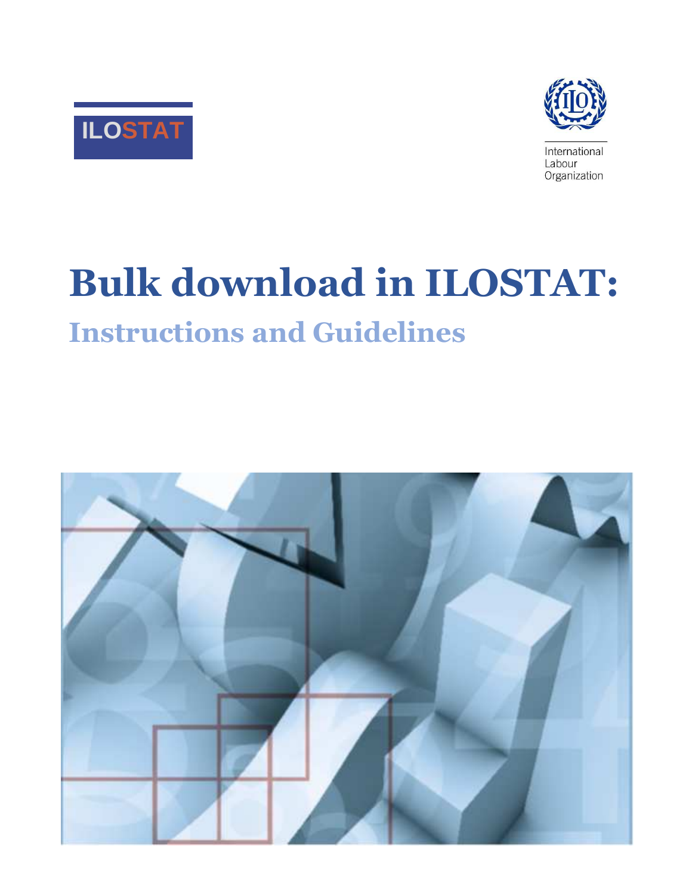ILOSTAT

International Labour Organization

# Bulk download in ILOSTAT:

## Instructions and Guidelines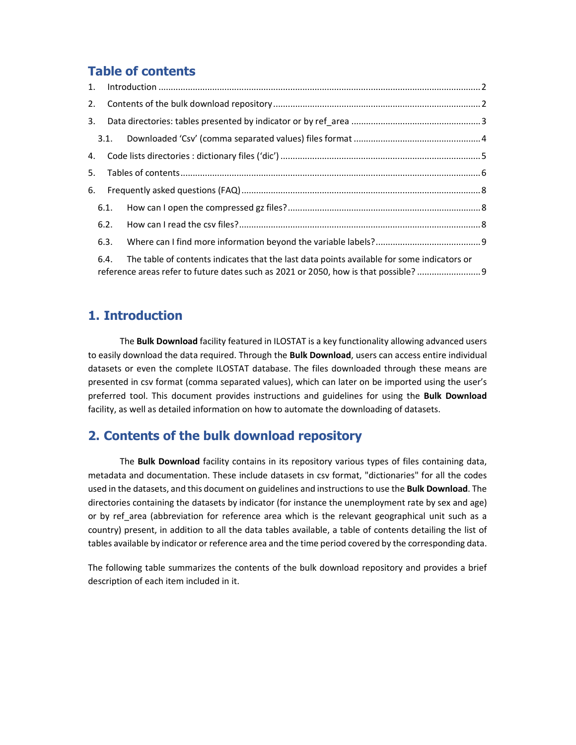## Table of contents

1. Introduction .......... 2
2. Contents of the bulk download repository .......... 2
3. Data directories: tables presented by indicator or by ref_area .......... 3
   - 3.1. Downloaded 'Csv' (comma separated values) files format .......... 4
4. Code lists directories : dictionary files ('dic') .......... 5
5. Tables of contents .......... 6
6. Frequently asked questions (FAQ) .......... 8
   - 6.1. How can I open the compressed gz files? .......... 8
   - 6.2. How can I read the csv files? .......... 8
   - 6.3. Where can I find more information beyond the variable labels? .......... 9
   - 6.4. The table of contents indicates that the last data points available for some indicators or reference areas refer to future dates such as 2021 or 2050, how is that possible? .......... 9

## 1. Introduction

The **Bulk Download** facility featured in ILOSTAT is a key functionality allowing advanced users to easily download the data required. Through the **Bulk Download**, users can access entire individual datasets or even the complete ILOSTAT database. The files downloaded through these means are presented in csv format (comma separated values), which can later on be imported using the user's preferred tool. This document provides instructions and guidelines for using the **Bulk Download** facility, as well as detailed information on how to automate the downloading of datasets.

## 2. Contents of the bulk download repository

The **Bulk Download** facility contains in its repository various types of files containing data, metadata and documentation. These include datasets in csv format, "dictionaries" for all the codes used in the datasets, and this document on guidelines and instructions to use the **Bulk Download**. The directories containing the datasets by indicator (for instance the unemployment rate by sex and age) or by ref_area (abbreviation for reference area which is the relevant geographical unit such as a country) present, in addition to all the data tables available, a table of contents detailing the list of tables available by indicator or reference area and the time period covered by the corresponding data.

The following table summarizes the contents of the bulk download repository and provides a brief description of each item included in it.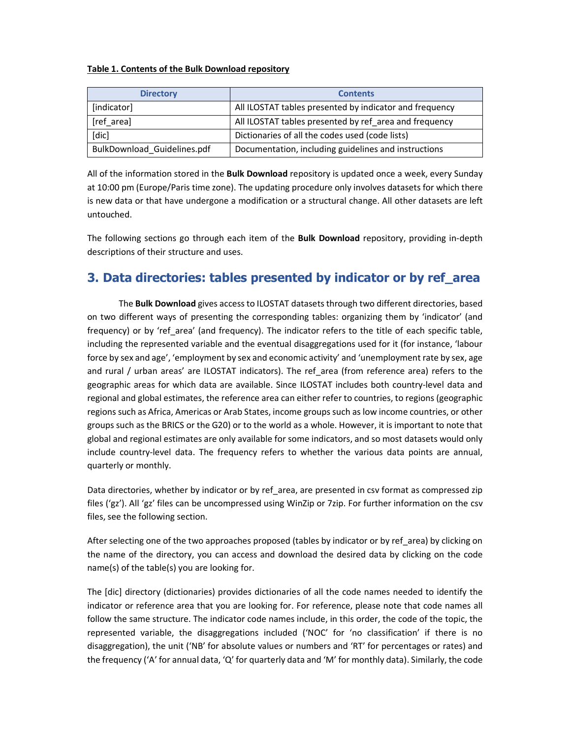**Table 1. Contents of the Bulk Download repository**

| Directory | Contents |
| --- | --- |
| [indicator] | All ILOSTAT tables presented by indicator and frequency |
| [ref_area] | All ILOSTAT tables presented by ref_area and frequency |
| [dic] | Dictionaries of all the codes used (code lists) |
| BulkDownload_Guidelines.pdf | Documentation, including guidelines and instructions |

All of the information stored in the **Bulk Download** repository is updated once a week, every Sunday at 10:00 pm (Europe/Paris time zone). The updating procedure only involves datasets for which there is new data or that have undergone a modification or a structural change. All other datasets are left untouched.

The following sections go through each item of the **Bulk Download** repository, providing in-depth descriptions of their structure and uses.

## 3. Data directories: tables presented by indicator or by ref_area

The **Bulk Download** gives access to ILOSTAT datasets through two different directories, based on two different ways of presenting the corresponding tables: organizing them by 'indicator' (and frequency) or by 'ref_area' (and frequency). The indicator refers to the title of each specific table, including the represented variable and the eventual disaggregations used for it (for instance, 'labour force by sex and age', 'employment by sex and economic activity' and 'unemployment rate by sex, age and rural / urban areas' are ILOSTAT indicators). The ref_area (from reference area) refers to the geographic areas for which data are available. Since ILOSTAT includes both country-level data and regional and global estimates, the reference area can either refer to countries, to regions (geographic regions such as Africa, Americas or Arab States, income groups such as low income countries, or other groups such as the BRICS or the G20) or to the world as a whole. However, it is important to note that global and regional estimates are only available for some indicators, and so most datasets would only include country-level data. The frequency refers to whether the various data points are annual, quarterly or monthly.

Data directories, whether by indicator or by ref_area, are presented in csv format as compressed zip files ('gz'). All 'gz' files can be uncompressed using WinZip or 7zip. For further information on the csv files, see the following section.

After selecting one of the two approaches proposed (tables by indicator or by ref_area) by clicking on the name of the directory, you can access and download the desired data by clicking on the code name(s) of the table(s) you are looking for.

The [dic] directory (dictionaries) provides dictionaries of all the code names needed to identify the indicator or reference area that you are looking for. For reference, please note that code names all follow the same structure. The indicator code names include, in this order, the code of the topic, the represented variable, the disaggregations included ('NOC' for 'no classification' if there is no disaggregation), the unit ('NB' for absolute values or numbers and 'RT' for percentages or rates) and the frequency ('A' for annual data, 'Q' for quarterly data and 'M' for monthly data). Similarly, the code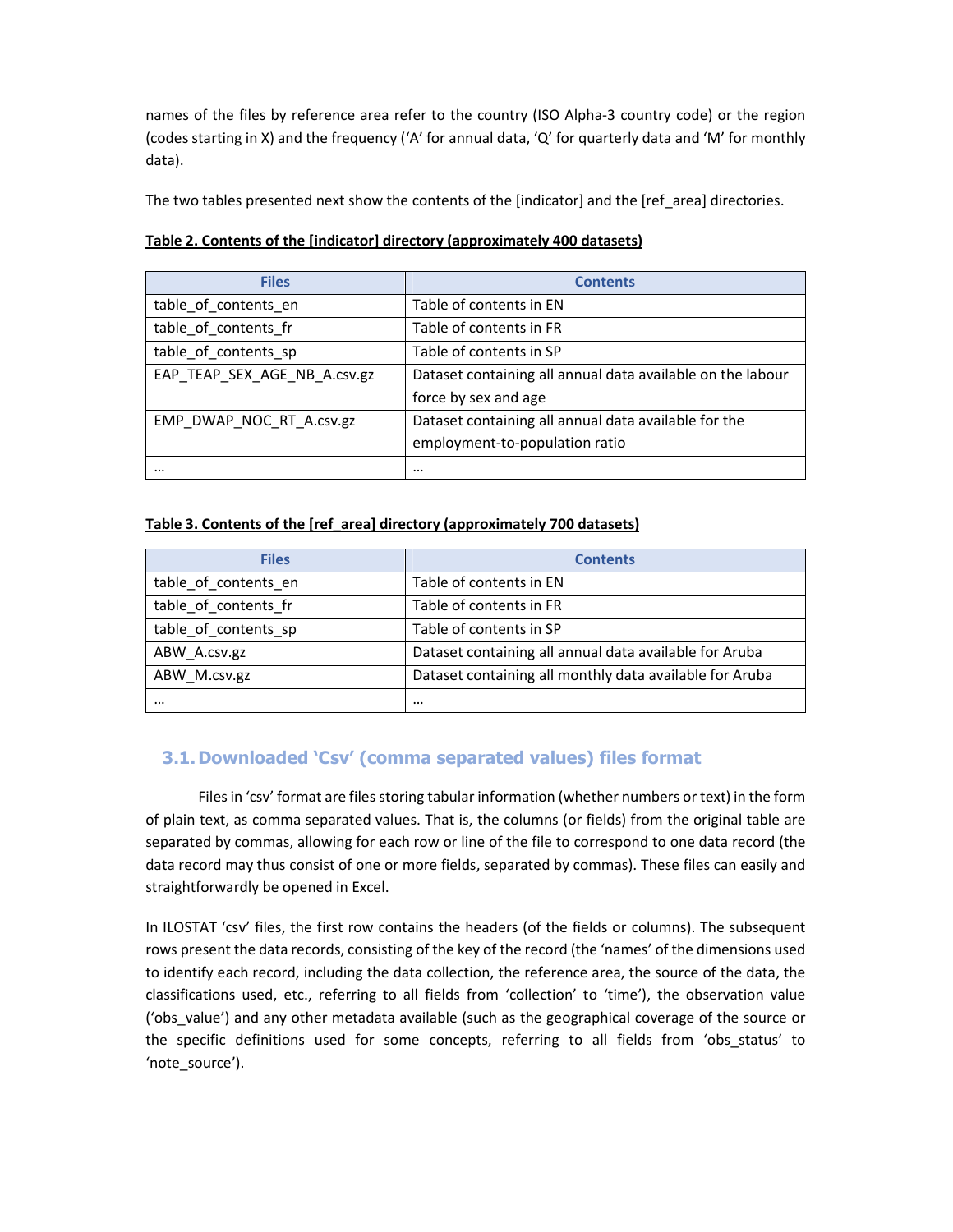names of the files by reference area refer to the country (ISO Alpha-3 country code) or the region (codes starting in X) and the frequency ('A' for annual data, 'Q' for quarterly data and 'M' for monthly data).

The two tables presented next show the contents of the [indicator] and the [ref_area] directories.

**Table 2. Contents of the [indicator] directory (approximately 400 datasets)**

| Files | Contents |
|---|---|
| table_of_contents_en | Table of contents in EN |
| table_of_contents_fr | Table of contents in FR |
| table_of_contents_sp | Table of contents in SP |
| EAP_TEAP_SEX_AGE_NB_A.csv.gz | Dataset containing all annual data available on the labour force by sex and age |
| EMP_DWAP_NOC_RT_A.csv.gz | Dataset containing all annual data available for the employment-to-population ratio |
| … | … |

**Table 3. Contents of the [ref_area] directory (approximately 700 datasets)**

| Files | Contents |
|---|---|
| table_of_contents_en | Table of contents in EN |
| table_of_contents_fr | Table of contents in FR |
| table_of_contents_sp | Table of contents in SP |
| ABW_A.csv.gz | Dataset containing all annual data available for Aruba |
| ABW_M.csv.gz | Dataset containing all monthly data available for Aruba |
| … | … |

## 3.1. Downloaded 'Csv' (comma separated values) files format

Files in 'csv' format are files storing tabular information (whether numbers or text) in the form of plain text, as comma separated values. That is, the columns (or fields) from the original table are separated by commas, allowing for each row or line of the file to correspond to one data record (the data record may thus consist of one or more fields, separated by commas). These files can easily and straightforwardly be opened in Excel.

In ILOSTAT 'csv' files, the first row contains the headers (of the fields or columns). The subsequent rows present the data records, consisting of the key of the record (the 'names' of the dimensions used to identify each record, including the data collection, the reference area, the source of the data, the classifications used, etc., referring to all fields from 'collection' to 'time'), the observation value ('obs_value') and any other metadata available (such as the geographical coverage of the source or the specific definitions used for some concepts, referring to all fields from 'obs_status' to 'note_source').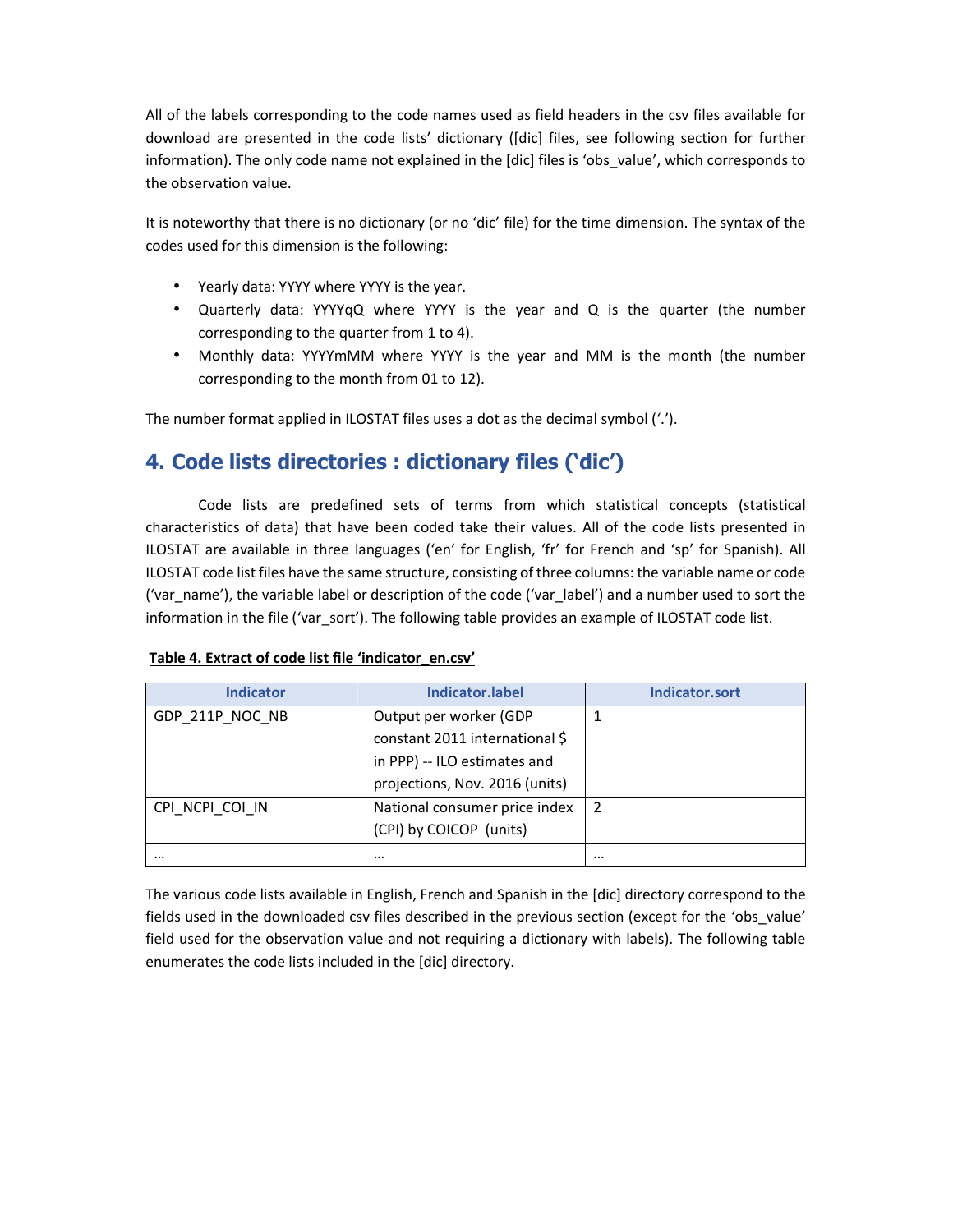All of the labels corresponding to the code names used as field headers in the csv files available for download are presented in the code lists' dictionary ([dic] files, see following section for further information). The only code name not explained in the [dic] files is 'obs_value', which corresponds to the observation value.

It is noteworthy that there is no dictionary (or no 'dic' file) for the time dimension. The syntax of the codes used for this dimension is the following:

- Yearly data: YYYY where YYYY is the year.
- Quarterly data: YYYYqQ where YYYY is the year and Q is the quarter (the number corresponding to the quarter from 1 to 4).
- Monthly data: YYYYmMM where YYYY is the year and MM is the month (the number corresponding to the month from 01 to 12).

The number format applied in ILOSTAT files uses a dot as the decimal symbol ('.').

## 4. Code lists directories : dictionary files ('dic')

Code lists are predefined sets of terms from which statistical concepts (statistical characteristics of data) that have been coded take their values. All of the code lists presented in ILOSTAT are available in three languages ('en' for English, 'fr' for French and 'sp' for Spanish). All ILOSTAT code list files have the same structure, consisting of three columns: the variable name or code ('var_name'), the variable label or description of the code ('var_label') and a number used to sort the information in the file ('var_sort'). The following table provides an example of ILOSTAT code list.

**Table 4. Extract of code list file 'indicator_en.csv'**

| Indicator | Indicator.label | Indicator.sort |
|---|---|---|
| GDP_211P_NOC_NB | Output per worker (GDP constant 2011 international $ in PPP) -- ILO estimates and projections, Nov. 2016 (units) | 1 |
| CPI_NCPI_COI_IN | National consumer price index (CPI) by COICOP (units) | 2 |
| … | … | … |

The various code lists available in English, French and Spanish in the [dic] directory correspond to the fields used in the downloaded csv files described in the previous section (except for the 'obs_value' field used for the observation value and not requiring a dictionary with labels). The following table enumerates the code lists included in the [dic] directory.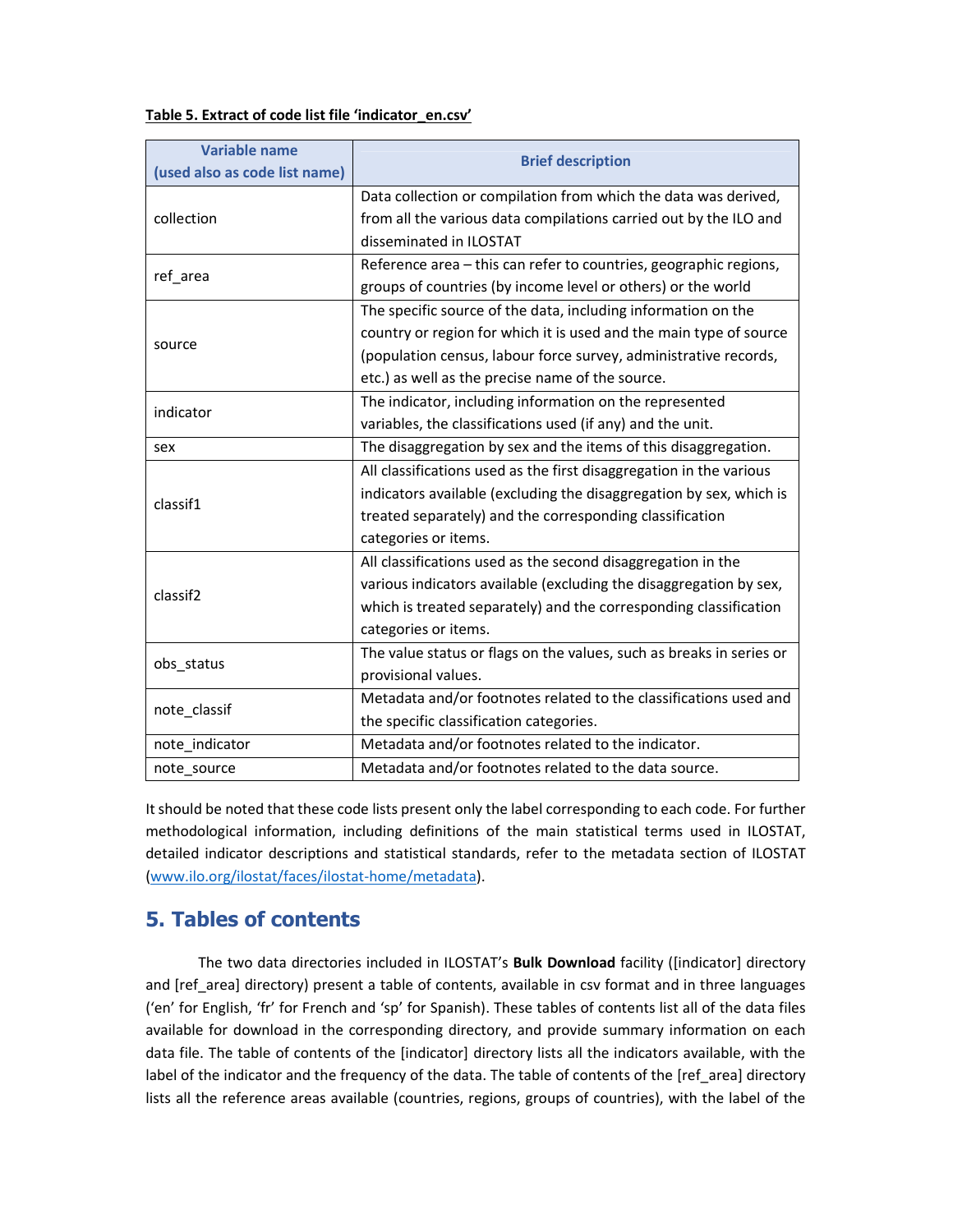**Table 5. Extract of code list file ‘indicator_en.csv’**

| Variable name (used also as code list name) | Brief description |
|---|---|
| collection | Data collection or compilation from which the data was derived, from all the various data compilations carried out by the ILO and disseminated in ILOSTAT |
| ref_area | Reference area – this can refer to countries, geographic regions, groups of countries (by income level or others) or the world |
| source | The specific source of the data, including information on the country or region for which it is used and the main type of source (population census, labour force survey, administrative records, etc.) as well as the precise name of the source. |
| indicator | The indicator, including information on the represented variables, the classifications used (if any) and the unit. |
| sex | The disaggregation by sex and the items of this disaggregation. |
| classif1 | All classifications used as the first disaggregation in the various indicators available (excluding the disaggregation by sex, which is treated separately) and the corresponding classification categories or items. |
| classif2 | All classifications used as the second disaggregation in the various indicators available (excluding the disaggregation by sex, which is treated separately) and the corresponding classification categories or items. |
| obs_status | The value status or flags on the values, such as breaks in series or provisional values. |
| note_classif | Metadata and/or footnotes related to the classifications used and the specific classification categories. |
| note_indicator | Metadata and/or footnotes related to the indicator. |
| note_source | Metadata and/or footnotes related to the data source. |

It should be noted that these code lists present only the label corresponding to each code. For further methodological information, including definitions of the main statistical terms used in ILOSTAT, detailed indicator descriptions and statistical standards, refer to the metadata section of ILOSTAT (www.ilo.org/ilostat/faces/ilostat-home/metadata).

## 5. Tables of contents

The two data directories included in ILOSTAT’s **Bulk Download** facility ([indicator] directory and [ref_area] directory) present a table of contents, available in csv format and in three languages (‘en’ for English, ‘fr’ for French and ‘sp’ for Spanish). These tables of contents list all of the data files available for download in the corresponding directory, and provide summary information on each data file. The table of contents of the [indicator] directory lists all the indicators available, with the label of the indicator and the frequency of the data. The table of contents of the [ref_area] directory lists all the reference areas available (countries, regions, groups of countries), with the label of the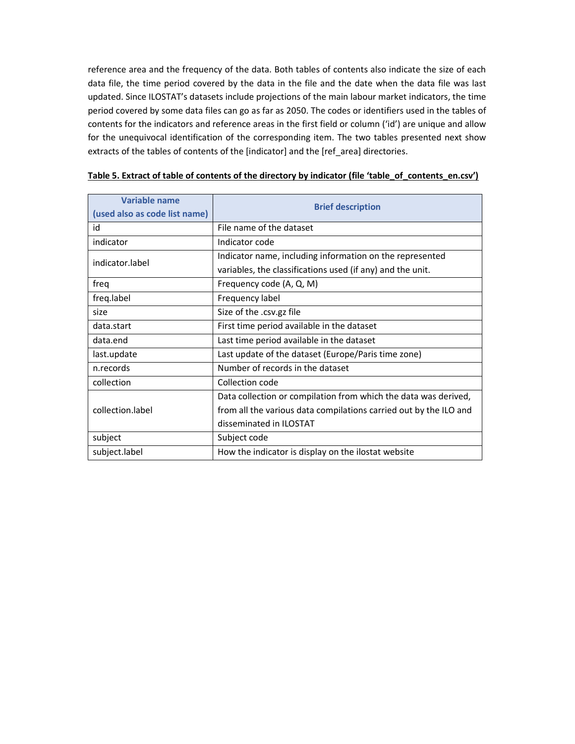reference area and the frequency of the data. Both tables of contents also indicate the size of each data file, the time period covered by the data in the file and the date when the data file was last updated. Since ILOSTAT's datasets include projections of the main labour market indicators, the time period covered by some data files can go as far as 2050. The codes or identifiers used in the tables of contents for the indicators and reference areas in the first field or column ('id') are unique and allow for the unequivocal identification of the corresponding item. The two tables presented next show extracts of the tables of contents of the [indicator] and the [ref_area] directories.

**Table 5. Extract of table of contents of the directory by indicator (file 'table_of_contents_en.csv')**

| Variable name (used also as code list name) | Brief description |
|---|---|
| id | File name of the dataset |
| indicator | Indicator code |
| indicator.label | Indicator name, including information on the represented variables, the classifications used (if any) and the unit. |
| freq | Frequency code (A, Q, M) |
| freq.label | Frequency label |
| size | Size of the .csv.gz file |
| data.start | First time period available in the dataset |
| data.end | Last time period available in the dataset |
| last.update | Last update of the dataset (Europe/Paris time zone) |
| n.records | Number of records in the dataset |
| collection | Collection code |
| collection.label | Data collection or compilation from which the data was derived, from all the various data compilations carried out by the ILO and disseminated in ILOSTAT |
| subject | Subject code |
| subject.label | How the indicator is display on the ilostat website |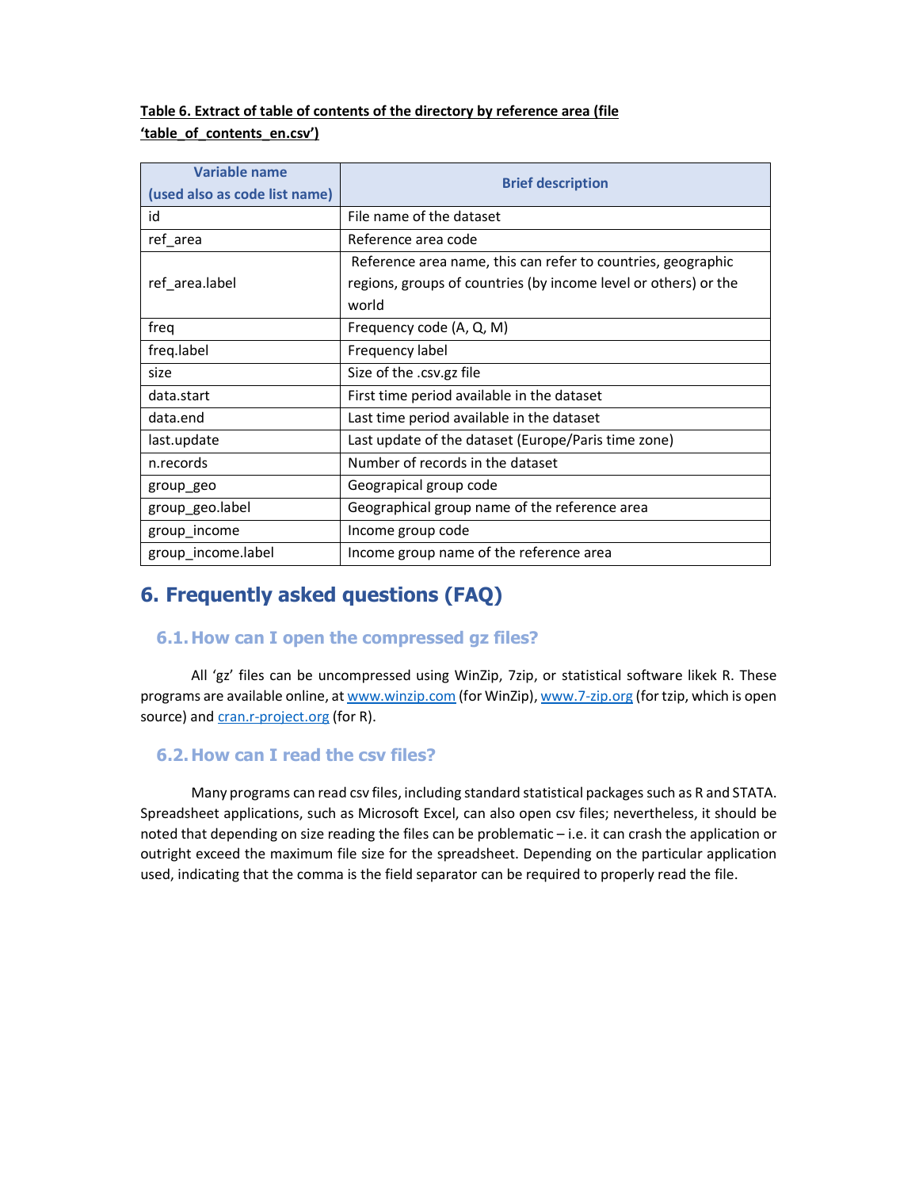**Table 6. Extract of table of contents of the directory by reference area (file 'table_of_contents_en.csv')**

| Variable name (used also as code list name) | Brief description |
|---|---|
| id | File name of the dataset |
| ref_area | Reference area code |
| ref_area.label | Reference area name, this can refer to countries, geographic regions, groups of countries (by income level or others) or the world |
| freq | Frequency code (A, Q, M) |
| freq.label | Frequency label |
| size | Size of the .csv.gz file |
| data.start | First time period available in the dataset |
| data.end | Last time period available in the dataset |
| last.update | Last update of the dataset (Europe/Paris time zone) |
| n.records | Number of records in the dataset |
| group_geo | Geograpical group code |
| group_geo.label | Geographical group name of the reference area |
| group_income | Income group code |
| group_income.label | Income group name of the reference area |

# 6. Frequently asked questions (FAQ)

## 6.1. How can I open the compressed gz files?

All 'gz' files can be uncompressed using WinZip, 7zip, or statistical software likek R. These programs are available online, at www.winzip.com (for WinZip), www.7-zip.org (for tzip, which is open source) and cran.r-project.org (for R).

## 6.2. How can I read the csv files?

Many programs can read csv files, including standard statistical packages such as R and STATA. Spreadsheet applications, such as Microsoft Excel, can also open csv files; nevertheless, it should be noted that depending on size reading the files can be problematic – i.e. it can crash the application or outright exceed the maximum file size for the spreadsheet. Depending on the particular application used, indicating that the comma is the field separator can be required to properly read the file.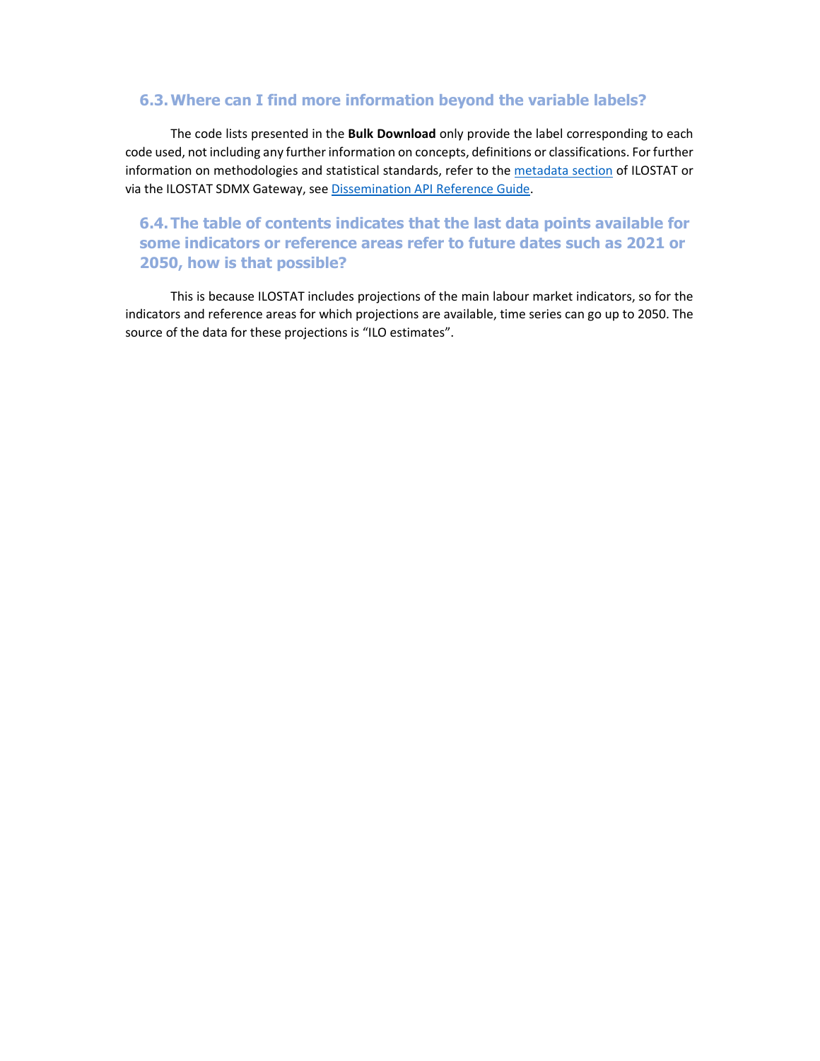### 6.3. Where can I find more information beyond the variable labels?

The code lists presented in the **Bulk Download** only provide the label corresponding to each code used, not including any further information on concepts, definitions or classifications. For further information on methodologies and statistical standards, refer to the metadata section of ILOSTAT or via the ILOSTAT SDMX Gateway, see Dissemination API Reference Guide.

### 6.4. The table of contents indicates that the last data points available for some indicators or reference areas refer to future dates such as 2021 or 2050, how is that possible?

This is because ILOSTAT includes projections of the main labour market indicators, so for the indicators and reference areas for which projections are available, time series can go up to 2050. The source of the data for these projections is “ILO estimates”.